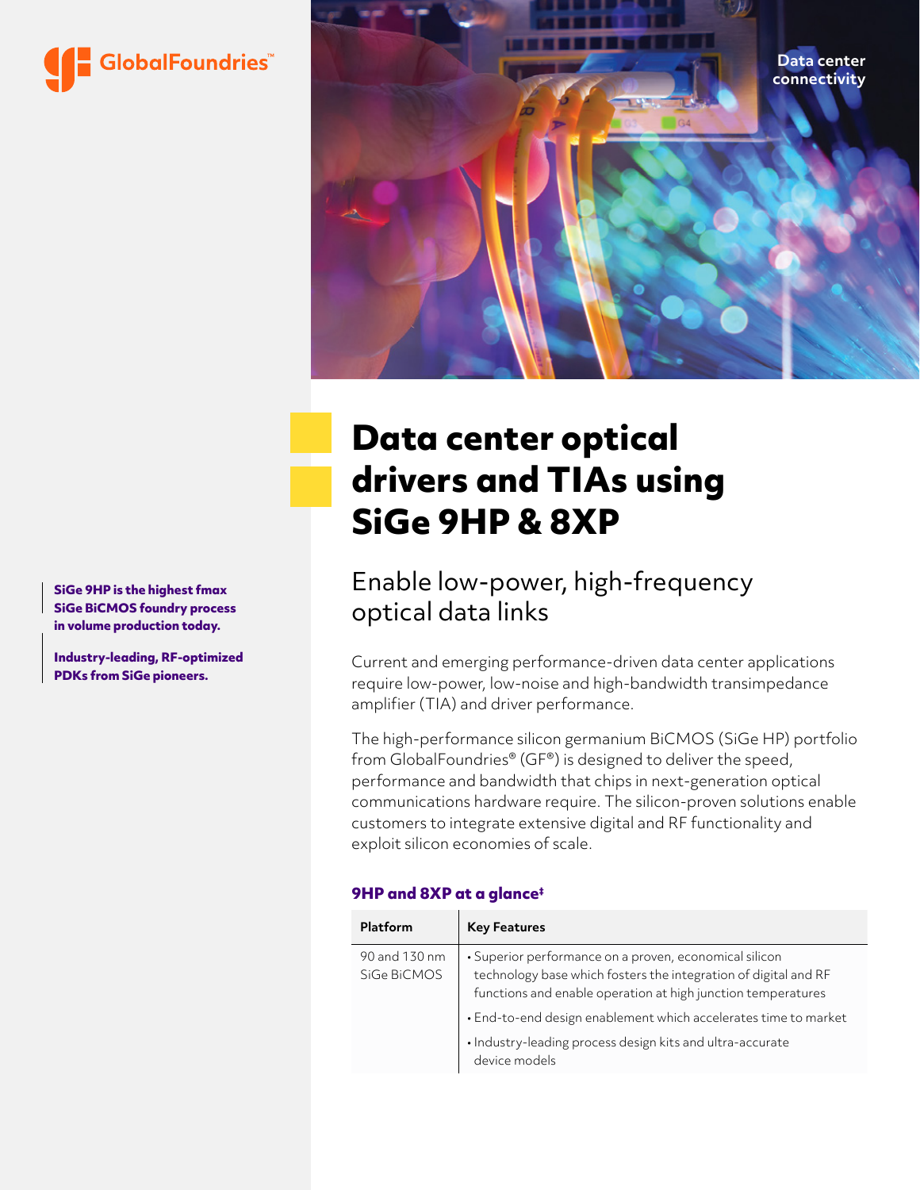GlobalFoundries™

Data center connectivity

# Data center optical drivers and TIAs using SiGe 9HP & 8XP

## Enable low-power, high-frequency optical data links

**SiGe 9HP is the highest fmax SiGe BiCMOS foundry process in volume production today.**

**Industry-leading, RF-optimized PDKs from SiGe pioneers.**

Current and emerging performance-driven data center applications require low-power, low-noise and high-bandwidth transimpedance amplifier (TIA) and driver performance.

The high-performance silicon germanium BiCMOS (SiGe HP) portfolio from GlobalFoundries® (GF®) is designed to deliver the speed, performance and bandwidth that chips in next-generation optical communications hardware require. The silicon-proven solutions enable customers to integrate extensive digital and RF functionality and exploit silicon economies of scale.

### 9HP and 8XP at a glance‡

| Platform | Key Features |
| --- | --- |
| 90 and 130 nm SiGe BiCMOS | • Superior performance on a proven, economical silicon technology base which fosters the integration of digital and RF functions and enable operation at high junction temperatures<br>• End-to-end design enablement which accelerates time to market<br>• Industry-leading process design kits and ultra-accurate device models |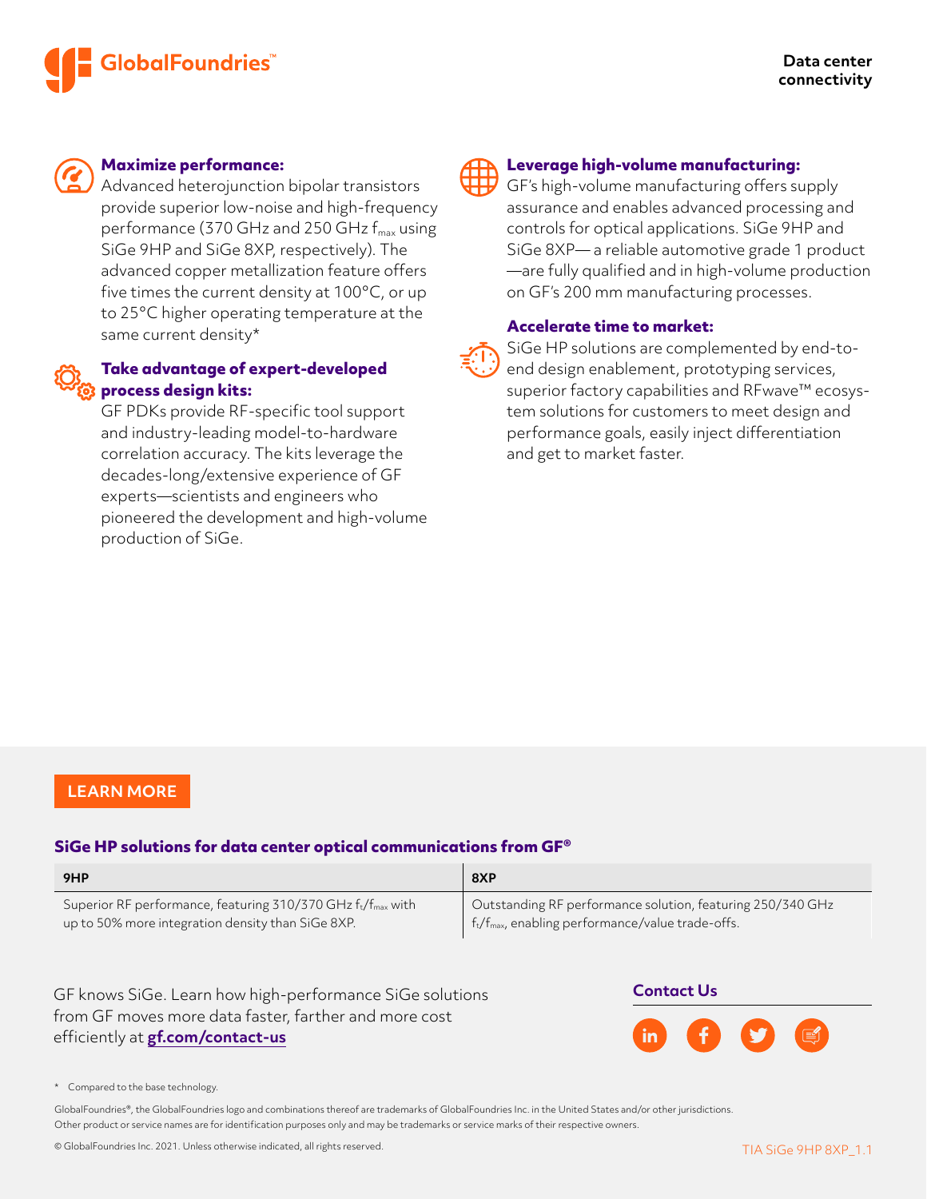### Maximize performance:

Advanced heterojunction bipolar transistors provide superior low-noise and high-frequency performance (370 GHz and 250 GHz $f_{max}$ using SiGe 9HP and SiGe 8XP, respectively). The advanced copper metallization feature offers five times the current density at 100°C, or up to 25°C higher operating temperature at the same current density*

### Take advantage of expert-developed process design kits:

GF PDKs provide RF-specific tool support and industry-leading model-to-hardware correlation accuracy. The kits leverage the decades-long/extensive experience of GF experts—scientists and engineers who pioneered the development and high-volume production of SiGe.

### Leverage high-volume manufacturing:

GF's high-volume manufacturing offers supply assurance and enables advanced processing and controls for optical applications. SiGe 9HP and SiGe 8XP— a reliable automotive grade 1 product —are fully qualified and in high-volume production on GF's 200 mm manufacturing processes.

### Accelerate time to market:

SiGe HP solutions are complemented by end-to-end design enablement, prototyping services, superior factory capabilities and RFwave™ ecosystem solutions for customers to meet design and performance goals, easily inject differentiation and get to market faster.

**LEARN MORE**

### SiGe HP solutions for data center optical communications from GF®

| 9HP | 8XP |
| --- | --- |
| Superior RF performance, featuring 310/370 GHz $f_t$/$f_{max}$ with up to 50% more integration density than SiGe 8XP. | Outstanding RF performance solution, featuring 250/340 GHz $f_t$/$f_{max}$, enabling performance/value trade-offs. |

GF knows SiGe. Learn how high-performance SiGe solutions from GF moves more data faster, farther and more cost efficiently at **gf.com/contact-us**

**Contact Us**

\* Compared to the base technology.

GlobalFoundries®, the GlobalFoundries logo and combinations thereof are trademarks of GlobalFoundries Inc. in the United States and/or other jurisdictions. Other product or service names are for identification purposes only and may be trademarks or service marks of their respective owners.

© GlobalFoundries Inc. 2021. Unless otherwise indicated, all rights reserved.

TIA SiGe 9HP 8XP_1.1